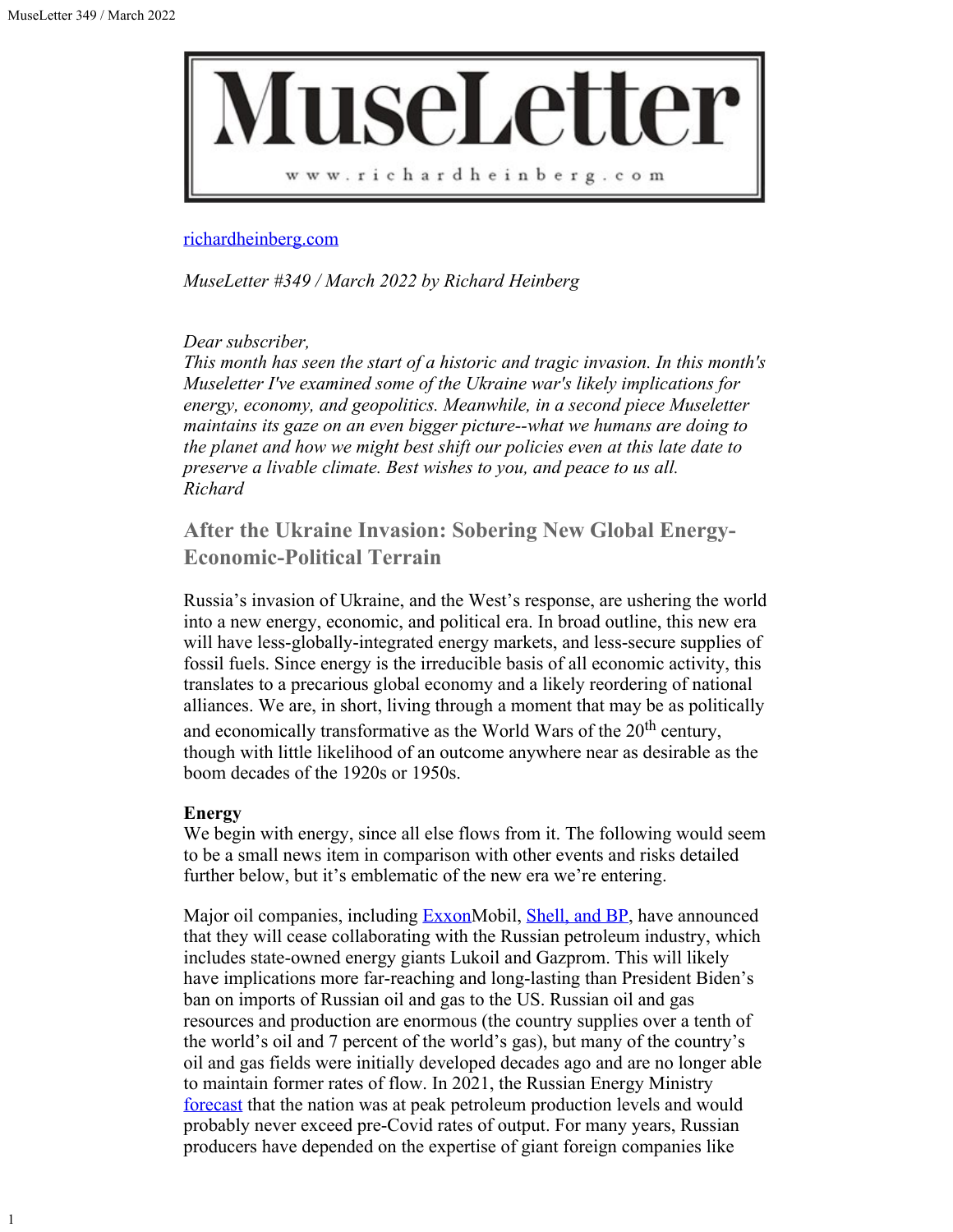# MuseLetter

www.richardheinberg.com

[richardheinberg.com](richardheinberg.com)

*MuseLetter #349 / March 2022 by Richard Heinberg*

*Dear subscriber,*
*This month has seen the start of a historic and tragic invasion. In this month's Museletter I've examined some of the Ukraine war's likely implications for energy, economy, and geopolitics. Meanwhile, in a second piece Museletter maintains its gaze on an even bigger picture--what we humans are doing to the planet and how we might best shift our policies even at this late date to preserve a livable climate. Best wishes to you, and peace to us all.*
*Richard*

## After the Ukraine Invasion: Sobering New Global Energy-Economic-Political Terrain

Russia's invasion of Ukraine, and the West's response, are ushering the world into a new energy, economic, and political era. In broad outline, this new era will have less-globally-integrated energy markets, and less-secure supplies of fossil fuels. Since energy is the irreducible basis of all economic activity, this translates to a precarious global economy and a likely reordering of national alliances. We are, in short, living through a moment that may be as politically and economically transformative as the World Wars of the 20th century, though with little likelihood of an outcome anywhere near as desirable as the boom decades of the 1920s or 1950s.

**Energy**
We begin with energy, since all else flows from it. The following would seem to be a small news item in comparison with other events and risks detailed further below, but it's emblematic of the new era we're entering.

Major oil companies, including ExxonMobil, Shell, and BP, have announced that they will cease collaborating with the Russian petroleum industry, which includes state-owned energy giants Lukoil and Gazprom. This will likely have implications more far-reaching and long-lasting than President Biden's ban on imports of Russian oil and gas to the US. Russian oil and gas resources and production are enormous (the country supplies over a tenth of the world's oil and 7 percent of the world's gas), but many of the country's oil and gas fields were initially developed decades ago and are no longer able to maintain former rates of flow. In 2021, the Russian Energy Ministry forecast that the nation was at peak petroleum production levels and would probably never exceed pre-Covid rates of output. For many years, Russian producers have depended on the expertise of giant foreign companies like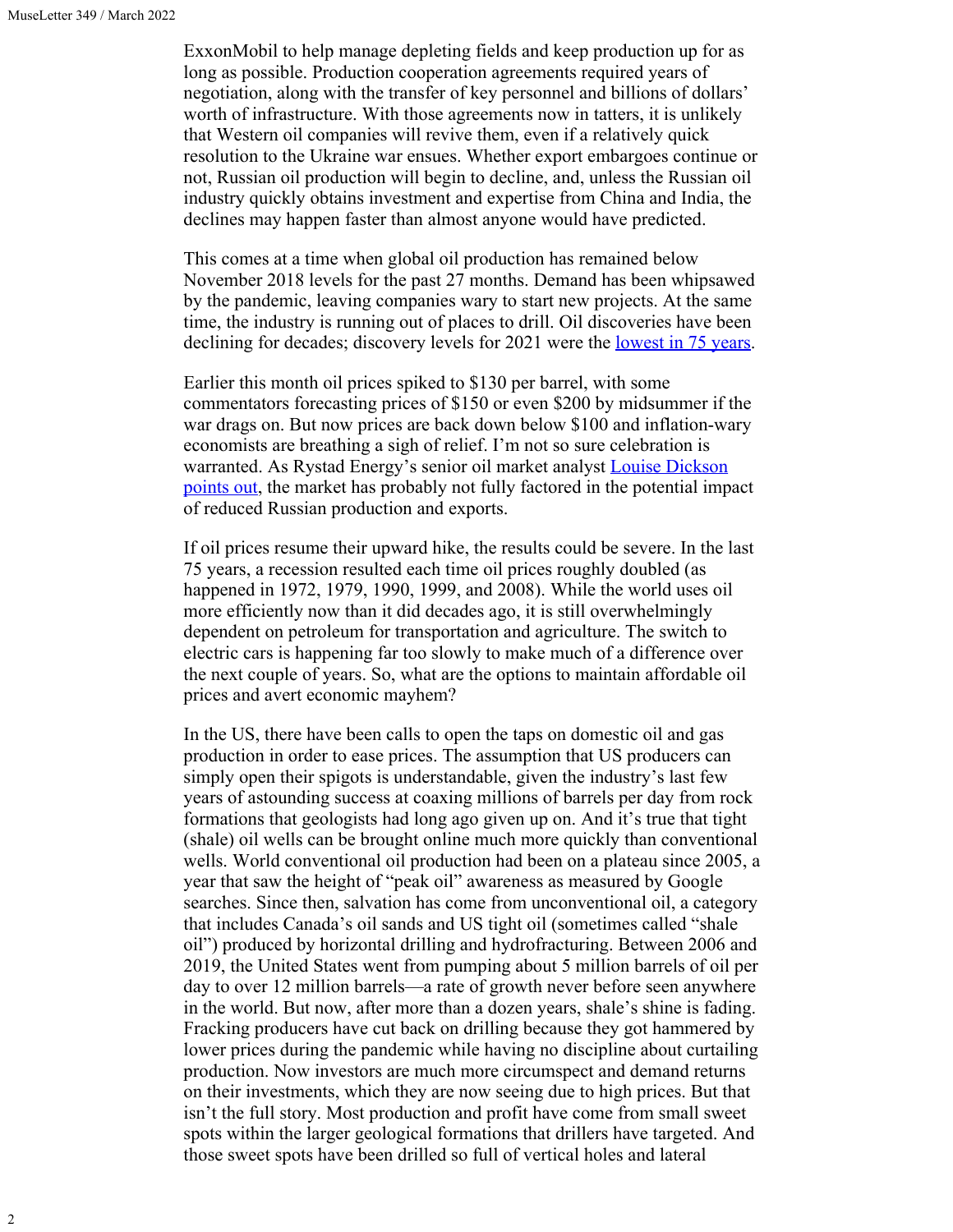ExxonMobil to help manage depleting fields and keep production up for as long as possible. Production cooperation agreements required years of negotiation, along with the transfer of key personnel and billions of dollars' worth of infrastructure. With those agreements now in tatters, it is unlikely that Western oil companies will revive them, even if a relatively quick resolution to the Ukraine war ensues. Whether export embargoes continue or not, Russian oil production will begin to decline, and, unless the Russian oil industry quickly obtains investment and expertise from China and India, the declines may happen faster than almost anyone would have predicted.

This comes at a time when global oil production has remained below November 2018 levels for the past 27 months. Demand has been whipsawed by the pandemic, leaving companies wary to start new projects. At the same time, the industry is running out of places to drill. Oil discoveries have been declining for decades; discovery levels for 2021 were the [lowest in 75 years](#).

Earlier this month oil prices spiked to $130 per barrel, with some commentators forecasting prices of $150 or even $200 by midsummer if the war drags on. But now prices are back down below $100 and inflation-wary economists are breathing a sigh of relief. I'm not so sure celebration is warranted. As Rystad Energy's senior oil market analyst [Louise Dickson points out](#), the market has probably not fully factored in the potential impact of reduced Russian production and exports.

If oil prices resume their upward hike, the results could be severe. In the last 75 years, a recession resulted each time oil prices roughly doubled (as happened in 1972, 1979, 1990, 1999, and 2008). While the world uses oil more efficiently now than it did decades ago, it is still overwhelmingly dependent on petroleum for transportation and agriculture. The switch to electric cars is happening far too slowly to make much of a difference over the next couple of years. So, what are the options to maintain affordable oil prices and avert economic mayhem?

In the US, there have been calls to open the taps on domestic oil and gas production in order to ease prices. The assumption that US producers can simply open their spigots is understandable, given the industry's last few years of astounding success at coaxing millions of barrels per day from rock formations that geologists had long ago given up on. And it's true that tight (shale) oil wells can be brought online much more quickly than conventional wells. World conventional oil production had been on a plateau since 2005, a year that saw the height of "peak oil" awareness as measured by Google searches. Since then, salvation has come from unconventional oil, a category that includes Canada's oil sands and US tight oil (sometimes called "shale oil") produced by horizontal drilling and hydrofracturing. Between 2006 and 2019, the United States went from pumping about 5 million barrels of oil per day to over 12 million barrels—a rate of growth never before seen anywhere in the world. But now, after more than a dozen years, shale's shine is fading. Fracking producers have cut back on drilling because they got hammered by lower prices during the pandemic while having no discipline about curtailing production. Now investors are much more circumspect and demand returns on their investments, which they are now seeing due to high prices. But that isn't the full story. Most production and profit have come from small sweet spots within the larger geological formations that drillers have targeted. And those sweet spots have been drilled so full of vertical holes and lateral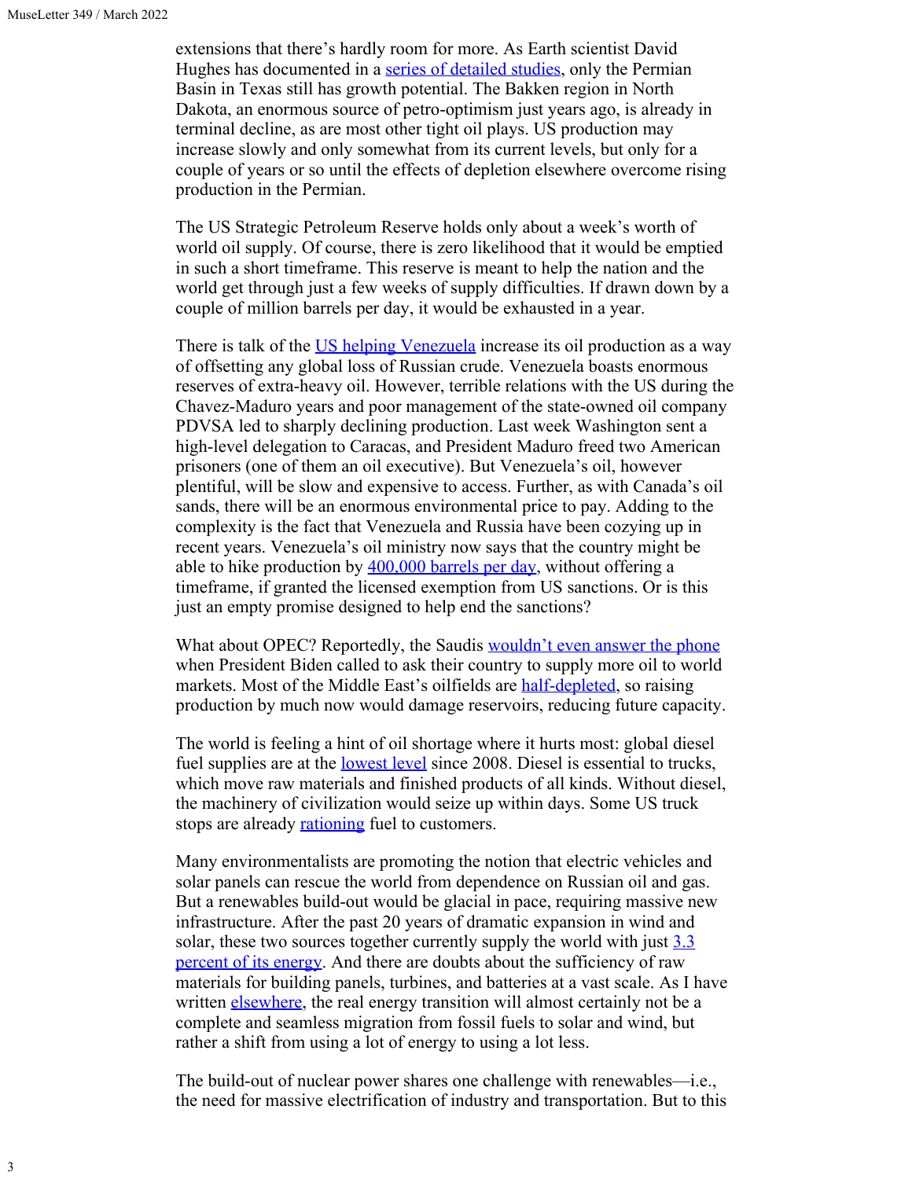extensions that there's hardly room for more. As Earth scientist David Hughes has documented in a series of detailed studies, only the Permian Basin in Texas still has growth potential. The Bakken region in North Dakota, an enormous source of petro-optimism just years ago, is already in terminal decline, as are most other tight oil plays. US production may increase slowly and only somewhat from its current levels, but only for a couple of years or so until the effects of depletion elsewhere overcome rising production in the Permian.

The US Strategic Petroleum Reserve holds only about a week's worth of world oil supply. Of course, there is zero likelihood that it would be emptied in such a short timeframe. This reserve is meant to help the nation and the world get through just a few weeks of supply difficulties. If drawn down by a couple of million barrels per day, it would be exhausted in a year.

There is talk of the US helping Venezuela increase its oil production as a way of offsetting any global loss of Russian crude. Venezuela boasts enormous reserves of extra-heavy oil. However, terrible relations with the US during the Chavez-Maduro years and poor management of the state-owned oil company PDVSA led to sharply declining production. Last week Washington sent a high-level delegation to Caracas, and President Maduro freed two American prisoners (one of them an oil executive). But Venezuela's oil, however plentiful, will be slow and expensive to access. Further, as with Canada's oil sands, there will be an enormous environmental price to pay. Adding to the complexity is the fact that Venezuela and Russia have been cozying up in recent years. Venezuela's oil ministry now says that the country might be able to hike production by 400,000 barrels per day, without offering a timeframe, if granted the licensed exemption from US sanctions. Or is this just an empty promise designed to help end the sanctions?

What about OPEC? Reportedly, the Saudis wouldn't even answer the phone when President Biden called to ask their country to supply more oil to world markets. Most of the Middle East's oilfields are half-depleted, so raising production by much now would damage reservoirs, reducing future capacity.

The world is feeling a hint of oil shortage where it hurts most: global diesel fuel supplies are at the lowest level since 2008. Diesel is essential to trucks, which move raw materials and finished products of all kinds. Without diesel, the machinery of civilization would seize up within days. Some US truck stops are already rationing fuel to customers.

Many environmentalists are promoting the notion that electric vehicles and solar panels can rescue the world from dependence on Russian oil and gas. But a renewables build-out would be glacial in pace, requiring massive new infrastructure. After the past 20 years of dramatic expansion in wind and solar, these two sources together currently supply the world with just 3.3 percent of its energy. And there are doubts about the sufficiency of raw materials for building panels, turbines, and batteries at a vast scale. As I have written elsewhere, the real energy transition will almost certainly not be a complete and seamless migration from fossil fuels to solar and wind, but rather a shift from using a lot of energy to using a lot less.

The build-out of nuclear power shares one challenge with renewables—i.e., the need for massive electrification of industry and transportation. But to this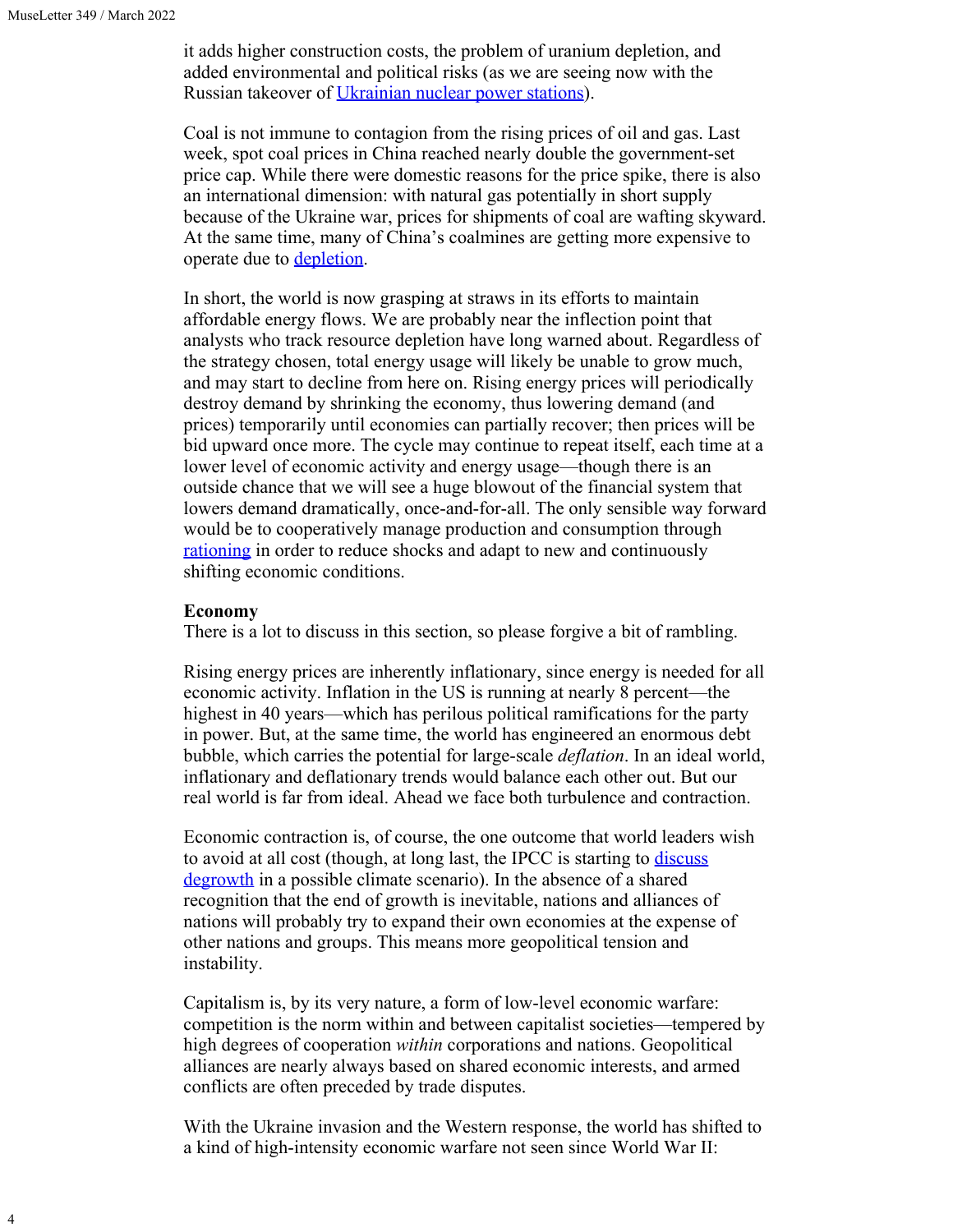it adds higher construction costs, the problem of uranium depletion, and added environmental and political risks (as we are seeing now with the Russian takeover of Ukrainian nuclear power stations).

Coal is not immune to contagion from the rising prices of oil and gas. Last week, spot coal prices in China reached nearly double the government-set price cap. While there were domestic reasons for the price spike, there is also an international dimension: with natural gas potentially in short supply because of the Ukraine war, prices for shipments of coal are wafting skyward. At the same time, many of China's coalmines are getting more expensive to operate due to depletion.

In short, the world is now grasping at straws in its efforts to maintain affordable energy flows. We are probably near the inflection point that analysts who track resource depletion have long warned about. Regardless of the strategy chosen, total energy usage will likely be unable to grow much, and may start to decline from here on. Rising energy prices will periodically destroy demand by shrinking the economy, thus lowering demand (and prices) temporarily until economies can partially recover; then prices will be bid upward once more. The cycle may continue to repeat itself, each time at a lower level of economic activity and energy usage—though there is an outside chance that we will see a huge blowout of the financial system that lowers demand dramatically, once-and-for-all. The only sensible way forward would be to cooperatively manage production and consumption through rationing in order to reduce shocks and adapt to new and continuously shifting economic conditions.

**Economy**

There is a lot to discuss in this section, so please forgive a bit of rambling.

Rising energy prices are inherently inflationary, since energy is needed for all economic activity. Inflation in the US is running at nearly 8 percent—the highest in 40 years—which has perilous political ramifications for the party in power. But, at the same time, the world has engineered an enormous debt bubble, which carries the potential for large-scale *deflation*. In an ideal world, inflationary and deflationary trends would balance each other out. But our real world is far from ideal. Ahead we face both turbulence and contraction.

Economic contraction is, of course, the one outcome that world leaders wish to avoid at all cost (though, at long last, the IPCC is starting to discuss degrowth in a possible climate scenario). In the absence of a shared recognition that the end of growth is inevitable, nations and alliances of nations will probably try to expand their own economies at the expense of other nations and groups. This means more geopolitical tension and instability.

Capitalism is, by its very nature, a form of low-level economic warfare: competition is the norm within and between capitalist societies—tempered by high degrees of cooperation *within* corporations and nations. Geopolitical alliances are nearly always based on shared economic interests, and armed conflicts are often preceded by trade disputes.

With the Ukraine invasion and the Western response, the world has shifted to a kind of high-intensity economic warfare not seen since World War II: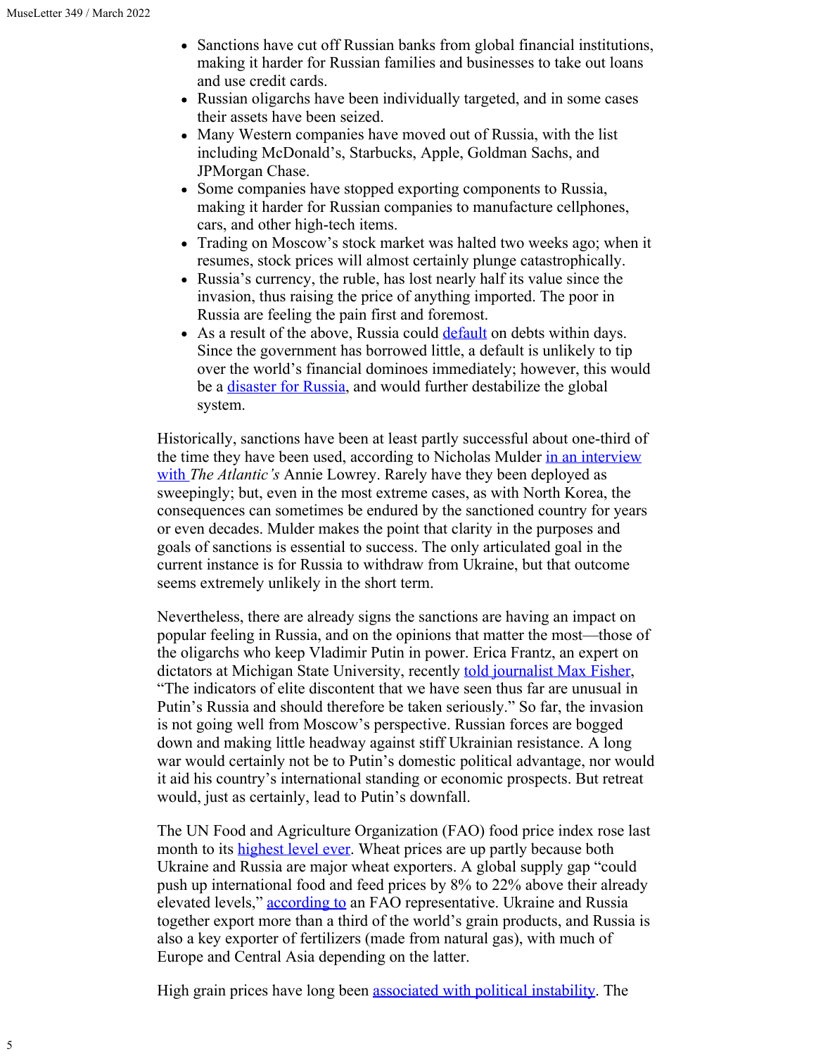- Sanctions have cut off Russian banks from global financial institutions, making it harder for Russian families and businesses to take out loans and use credit cards.
- Russian oligarchs have been individually targeted, and in some cases their assets have been seized.
- Many Western companies have moved out of Russia, with the list including McDonald's, Starbucks, Apple, Goldman Sachs, and JPMorgan Chase.
- Some companies have stopped exporting components to Russia, making it harder for Russian companies to manufacture cellphones, cars, and other high-tech items.
- Trading on Moscow's stock market was halted two weeks ago; when it resumes, stock prices will almost certainly plunge catastrophically.
- Russia's currency, the ruble, has lost nearly half its value since the invasion, thus raising the price of anything imported. The poor in Russia are feeling the pain first and foremost.
- As a result of the above, Russia could default on debts within days. Since the government has borrowed little, a default is unlikely to tip over the world's financial dominoes immediately; however, this would be a disaster for Russia, and would further destabilize the global system.

Historically, sanctions have been at least partly successful about one-third of the time they have been used, according to Nicholas Mulder in an interview with *The Atlantic's* Annie Lowrey. Rarely have they been deployed as sweepingly; but, even in the most extreme cases, as with North Korea, the consequences can sometimes be endured by the sanctioned country for years or even decades. Mulder makes the point that clarity in the purposes and goals of sanctions is essential to success. The only articulated goal in the current instance is for Russia to withdraw from Ukraine, but that outcome seems extremely unlikely in the short term.

Nevertheless, there are already signs the sanctions are having an impact on popular feeling in Russia, and on the opinions that matter the most—those of the oligarchs who keep Vladimir Putin in power. Erica Frantz, an expert on dictators at Michigan State University, recently told journalist Max Fisher, "The indicators of elite discontent that we have seen thus far are unusual in Putin's Russia and should therefore be taken seriously." So far, the invasion is not going well from Moscow's perspective. Russian forces are bogged down and making little headway against stiff Ukrainian resistance. A long war would certainly not be to Putin's domestic political advantage, nor would it aid his country's international standing or economic prospects. But retreat would, just as certainly, lead to Putin's downfall.

The UN Food and Agriculture Organization (FAO) food price index rose last month to its highest level ever. Wheat prices are up partly because both Ukraine and Russia are major wheat exporters. A global supply gap "could push up international food and feed prices by 8% to 22% above their already elevated levels," according to an FAO representative. Ukraine and Russia together export more than a third of the world's grain products, and Russia is also a key exporter of fertilizers (made from natural gas), with much of Europe and Central Asia depending on the latter.

High grain prices have long been associated with political instability. The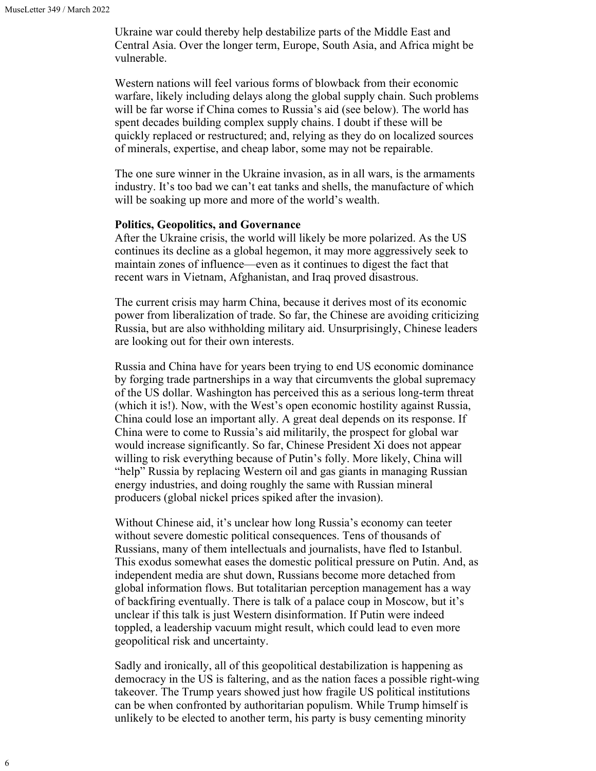Ukraine war could thereby help destabilize parts of the Middle East and Central Asia. Over the longer term, Europe, South Asia, and Africa might be vulnerable.

Western nations will feel various forms of blowback from their economic warfare, likely including delays along the global supply chain. Such problems will be far worse if China comes to Russia's aid (see below). The world has spent decades building complex supply chains. I doubt if these will be quickly replaced or restructured; and, relying as they do on localized sources of minerals, expertise, and cheap labor, some may not be repairable.

The one sure winner in the Ukraine invasion, as in all wars, is the armaments industry. It's too bad we can't eat tanks and shells, the manufacture of which will be soaking up more and more of the world's wealth.

**Politics, Geopolitics, and Governance**

After the Ukraine crisis, the world will likely be more polarized. As the US continues its decline as a global hegemon, it may more aggressively seek to maintain zones of influence—even as it continues to digest the fact that recent wars in Vietnam, Afghanistan, and Iraq proved disastrous.

The current crisis may harm China, because it derives most of its economic power from liberalization of trade. So far, the Chinese are avoiding criticizing Russia, but are also withholding military aid. Unsurprisingly, Chinese leaders are looking out for their own interests.

Russia and China have for years been trying to end US economic dominance by forging trade partnerships in a way that circumvents the global supremacy of the US dollar. Washington has perceived this as a serious long-term threat (which it is!). Now, with the West's open economic hostility against Russia, China could lose an important ally. A great deal depends on its response. If China were to come to Russia's aid militarily, the prospect for global war would increase significantly. So far, Chinese President Xi does not appear willing to risk everything because of Putin's folly. More likely, China will "help" Russia by replacing Western oil and gas giants in managing Russian energy industries, and doing roughly the same with Russian mineral producers (global nickel prices spiked after the invasion).

Without Chinese aid, it's unclear how long Russia's economy can teeter without severe domestic political consequences. Tens of thousands of Russians, many of them intellectuals and journalists, have fled to Istanbul. This exodus somewhat eases the domestic political pressure on Putin. And, as independent media are shut down, Russians become more detached from global information flows. But totalitarian perception management has a way of backfiring eventually. There is talk of a palace coup in Moscow, but it's unclear if this talk is just Western disinformation. If Putin were indeed toppled, a leadership vacuum might result, which could lead to even more geopolitical risk and uncertainty.

Sadly and ironically, all of this geopolitical destabilization is happening as democracy in the US is faltering, and as the nation faces a possible right-wing takeover. The Trump years showed just how fragile US political institutions can be when confronted by authoritarian populism. While Trump himself is unlikely to be elected to another term, his party is busy cementing minority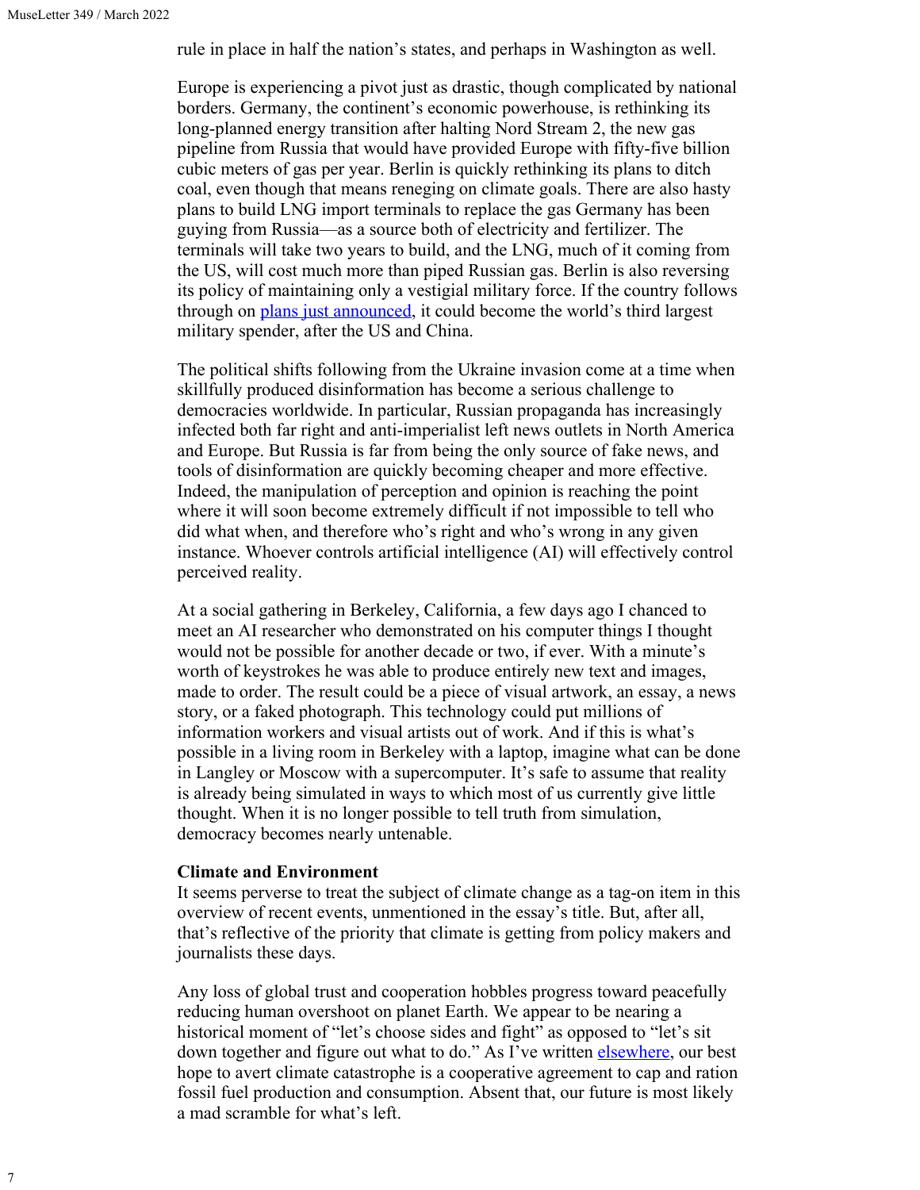rule in place in half the nation's states, and perhaps in Washington as well.

Europe is experiencing a pivot just as drastic, though complicated by national borders. Germany, the continent's economic powerhouse, is rethinking its long-planned energy transition after halting Nord Stream 2, the new gas pipeline from Russia that would have provided Europe with fifty-five billion cubic meters of gas per year. Berlin is quickly rethinking its plans to ditch coal, even though that means reneging on climate goals. There are also hasty plans to build LNG import terminals to replace the gas Germany has been guying from Russia—as a source both of electricity and fertilizer. The terminals will take two years to build, and the LNG, much of it coming from the US, will cost much more than piped Russian gas. Berlin is also reversing its policy of maintaining only a vestigial military force. If the country follows through on plans just announced, it could become the world's third largest military spender, after the US and China.

The political shifts following from the Ukraine invasion come at a time when skillfully produced disinformation has become a serious challenge to democracies worldwide. In particular, Russian propaganda has increasingly infected both far right and anti-imperialist left news outlets in North America and Europe. But Russia is far from being the only source of fake news, and tools of disinformation are quickly becoming cheaper and more effective. Indeed, the manipulation of perception and opinion is reaching the point where it will soon become extremely difficult if not impossible to tell who did what when, and therefore who's right and who's wrong in any given instance. Whoever controls artificial intelligence (AI) will effectively control perceived reality.

At a social gathering in Berkeley, California, a few days ago I chanced to meet an AI researcher who demonstrated on his computer things I thought would not be possible for another decade or two, if ever. With a minute's worth of keystrokes he was able to produce entirely new text and images, made to order. The result could be a piece of visual artwork, an essay, a news story, or a faked photograph. This technology could put millions of information workers and visual artists out of work. And if this is what's possible in a living room in Berkeley with a laptop, imagine what can be done in Langley or Moscow with a supercomputer. It's safe to assume that reality is already being simulated in ways to which most of us currently give little thought. When it is no longer possible to tell truth from simulation, democracy becomes nearly untenable.

**Climate and Environment**

It seems perverse to treat the subject of climate change as a tag-on item in this overview of recent events, unmentioned in the essay's title. But, after all, that's reflective of the priority that climate is getting from policy makers and journalists these days.

Any loss of global trust and cooperation hobbles progress toward peacefully reducing human overshoot on planet Earth. We appear to be nearing a historical moment of "let's choose sides and fight" as opposed to "let's sit down together and figure out what to do." As I've written elsewhere, our best hope to avert climate catastrophe is a cooperative agreement to cap and ration fossil fuel production and consumption. Absent that, our future is most likely a mad scramble for what's left.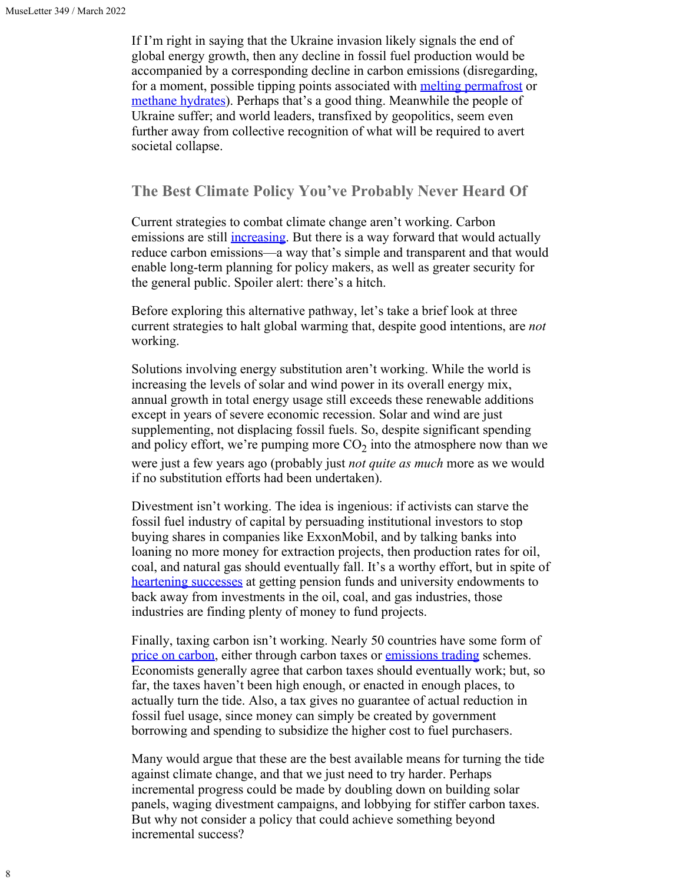If I'm right in saying that the Ukraine invasion likely signals the end of global energy growth, then any decline in fossil fuel production would be accompanied by a corresponding decline in carbon emissions (disregarding, for a moment, possible tipping points associated with melting permafrost or methane hydrates). Perhaps that's a good thing. Meanwhile the people of Ukraine suffer; and world leaders, transfixed by geopolitics, seem even further away from collective recognition of what will be required to avert societal collapse.

## The Best Climate Policy You've Probably Never Heard Of

Current strategies to combat climate change aren't working. Carbon emissions are still increasing. But there is a way forward that would actually reduce carbon emissions—a way that's simple and transparent and that would enable long-term planning for policy makers, as well as greater security for the general public. Spoiler alert: there's a hitch.

Before exploring this alternative pathway, let's take a brief look at three current strategies to halt global warming that, despite good intentions, are *not* working.

Solutions involving energy substitution aren't working. While the world is increasing the levels of solar and wind power in its overall energy mix, annual growth in total energy usage still exceeds these renewable additions except in years of severe economic recession. Solar and wind are just supplementing, not displacing fossil fuels. So, despite significant spending and policy effort, we're pumping more $CO_2$ into the atmosphere now than we were just a few years ago (probably just *not quite as much* more as we would if no substitution efforts had been undertaken).

Divestment isn't working. The idea is ingenious: if activists can starve the fossil fuel industry of capital by persuading institutional investors to stop buying shares in companies like ExxonMobil, and by talking banks into loaning no more money for extraction projects, then production rates for oil, coal, and natural gas should eventually fall. It's a worthy effort, but in spite of heartening successes at getting pension funds and university endowments to back away from investments in the oil, coal, and gas industries, those industries are finding plenty of money to fund projects.

Finally, taxing carbon isn't working. Nearly 50 countries have some form of price on carbon, either through carbon taxes or emissions trading schemes. Economists generally agree that carbon taxes should eventually work; but, so far, the taxes haven't been high enough, or enacted in enough places, to actually turn the tide. Also, a tax gives no guarantee of actual reduction in fossil fuel usage, since money can simply be created by government borrowing and spending to subsidize the higher cost to fuel purchasers.

Many would argue that these are the best available means for turning the tide against climate change, and that we just need to try harder. Perhaps incremental progress could be made by doubling down on building solar panels, waging divestment campaigns, and lobbying for stiffer carbon taxes. But why not consider a policy that could achieve something beyond incremental success?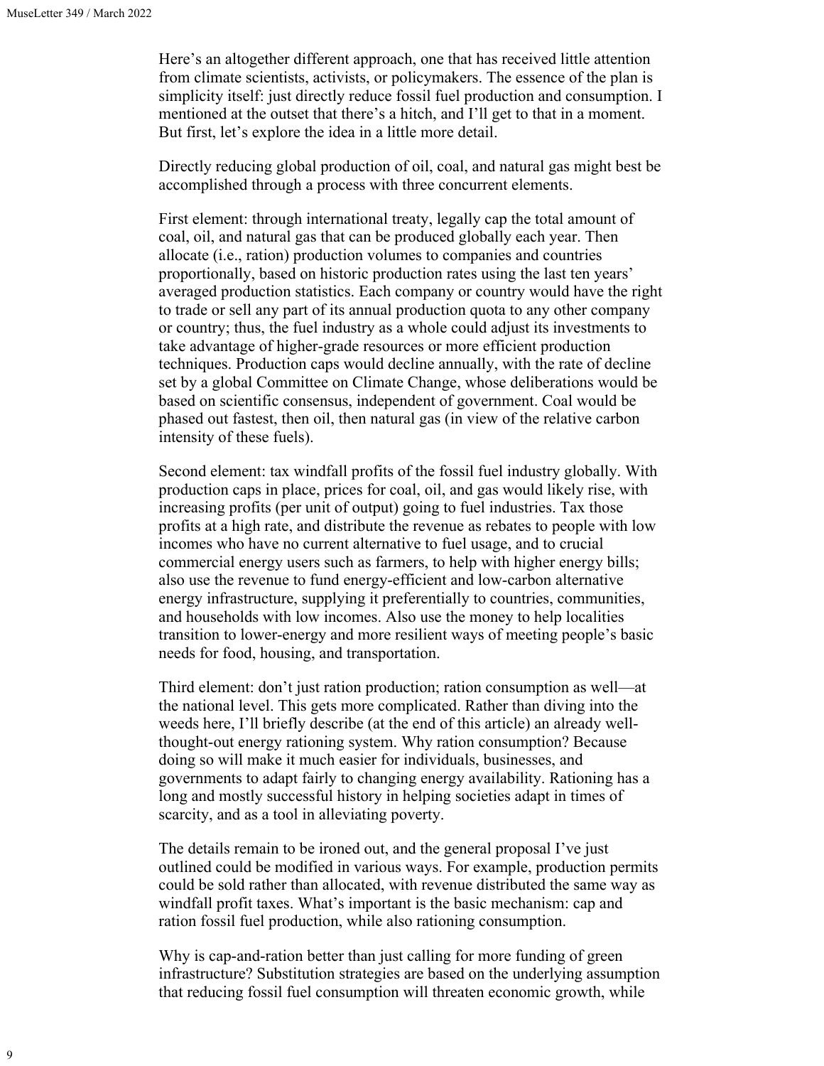Here's an altogether different approach, one that has received little attention from climate scientists, activists, or policymakers. The essence of the plan is simplicity itself: just directly reduce fossil fuel production and consumption. I mentioned at the outset that there's a hitch, and I'll get to that in a moment. But first, let's explore the idea in a little more detail.

Directly reducing global production of oil, coal, and natural gas might best be accomplished through a process with three concurrent elements.

First element: through international treaty, legally cap the total amount of coal, oil, and natural gas that can be produced globally each year. Then allocate (i.e., ration) production volumes to companies and countries proportionally, based on historic production rates using the last ten years' averaged production statistics. Each company or country would have the right to trade or sell any part of its annual production quota to any other company or country; thus, the fuel industry as a whole could adjust its investments to take advantage of higher-grade resources or more efficient production techniques. Production caps would decline annually, with the rate of decline set by a global Committee on Climate Change, whose deliberations would be based on scientific consensus, independent of government. Coal would be phased out fastest, then oil, then natural gas (in view of the relative carbon intensity of these fuels).

Second element: tax windfall profits of the fossil fuel industry globally. With production caps in place, prices for coal, oil, and gas would likely rise, with increasing profits (per unit of output) going to fuel industries. Tax those profits at a high rate, and distribute the revenue as rebates to people with low incomes who have no current alternative to fuel usage, and to crucial commercial energy users such as farmers, to help with higher energy bills; also use the revenue to fund energy-efficient and low-carbon alternative energy infrastructure, supplying it preferentially to countries, communities, and households with low incomes. Also use the money to help localities transition to lower-energy and more resilient ways of meeting people's basic needs for food, housing, and transportation.

Third element: don't just ration production; ration consumption as well—at the national level. This gets more complicated. Rather than diving into the weeds here, I'll briefly describe (at the end of this article) an already well-thought-out energy rationing system. Why ration consumption? Because doing so will make it much easier for individuals, businesses, and governments to adapt fairly to changing energy availability. Rationing has a long and mostly successful history in helping societies adapt in times of scarcity, and as a tool in alleviating poverty.

The details remain to be ironed out, and the general proposal I've just outlined could be modified in various ways. For example, production permits could be sold rather than allocated, with revenue distributed the same way as windfall profit taxes. What's important is the basic mechanism: cap and ration fossil fuel production, while also rationing consumption.

Why is cap-and-ration better than just calling for more funding of green infrastructure? Substitution strategies are based on the underlying assumption that reducing fossil fuel consumption will threaten economic growth, while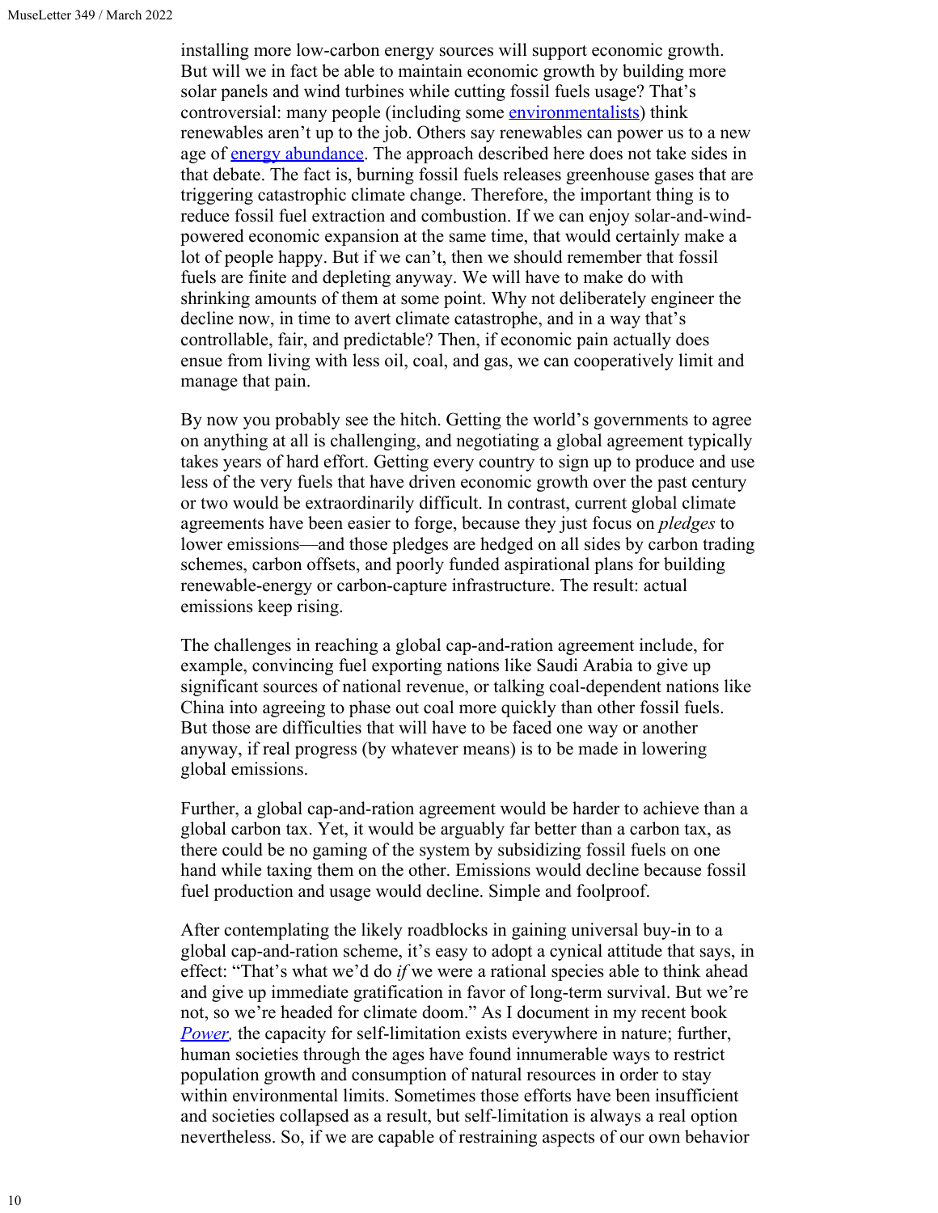installing more low-carbon energy sources will support economic growth. But will we in fact be able to maintain economic growth by building more solar panels and wind turbines while cutting fossil fuels usage? That's controversial: many people (including some environmentalists) think renewables aren't up to the job. Others say renewables can power us to a new age of energy abundance. The approach described here does not take sides in that debate. The fact is, burning fossil fuels releases greenhouse gases that are triggering catastrophic climate change. Therefore, the important thing is to reduce fossil fuel extraction and combustion. If we can enjoy solar-and-wind-powered economic expansion at the same time, that would certainly make a lot of people happy. But if we can't, then we should remember that fossil fuels are finite and depleting anyway. We will have to make do with shrinking amounts of them at some point. Why not deliberately engineer the decline now, in time to avert climate catastrophe, and in a way that's controllable, fair, and predictable? Then, if economic pain actually does ensue from living with less oil, coal, and gas, we can cooperatively limit and manage that pain.

By now you probably see the hitch. Getting the world's governments to agree on anything at all is challenging, and negotiating a global agreement typically takes years of hard effort. Getting every country to sign up to produce and use less of the very fuels that have driven economic growth over the past century or two would be extraordinarily difficult. In contrast, current global climate agreements have been easier to forge, because they just focus on *pledges* to lower emissions—and those pledges are hedged on all sides by carbon trading schemes, carbon offsets, and poorly funded aspirational plans for building renewable-energy or carbon-capture infrastructure. The result: actual emissions keep rising.

The challenges in reaching a global cap-and-ration agreement include, for example, convincing fuel exporting nations like Saudi Arabia to give up significant sources of national revenue, or talking coal-dependent nations like China into agreeing to phase out coal more quickly than other fossil fuels. But those are difficulties that will have to be faced one way or another anyway, if real progress (by whatever means) is to be made in lowering global emissions.

Further, a global cap-and-ration agreement would be harder to achieve than a global carbon tax. Yet, it would be arguably far better than a carbon tax, as there could be no gaming of the system by subsidizing fossil fuels on one hand while taxing them on the other. Emissions would decline because fossil fuel production and usage would decline. Simple and foolproof.

After contemplating the likely roadblocks in gaining universal buy-in to a global cap-and-ration scheme, it's easy to adopt a cynical attitude that says, in effect: "That's what we'd do *if* we were a rational species able to think ahead and give up immediate gratification in favor of long-term survival. But we're not, so we're headed for climate doom." As I document in my recent book *Power,* the capacity for self-limitation exists everywhere in nature; further, human societies through the ages have found innumerable ways to restrict population growth and consumption of natural resources in order to stay within environmental limits. Sometimes those efforts have been insufficient and societies collapsed as a result, but self-limitation is always a real option nevertheless. So, if we are capable of restraining aspects of our own behavior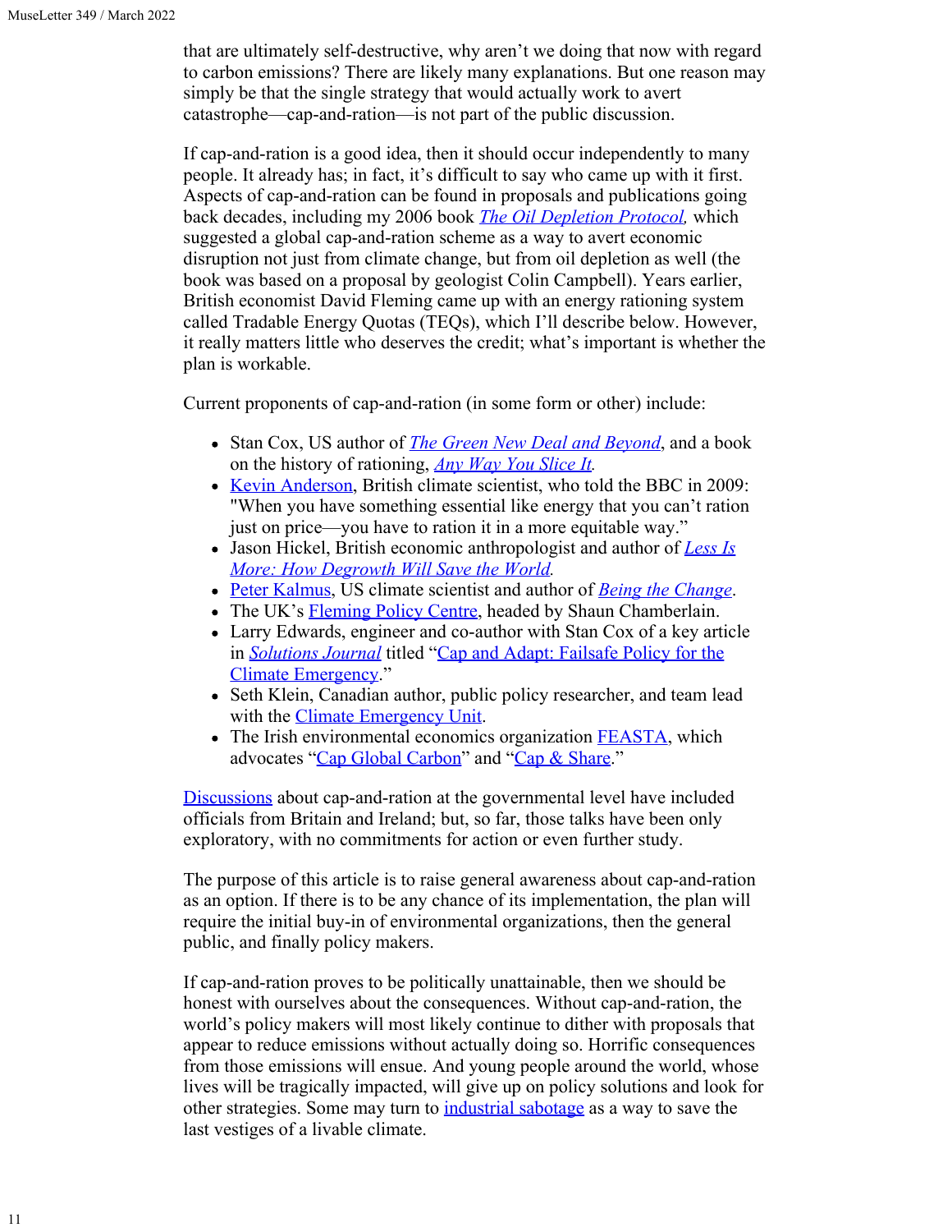that are ultimately self-destructive, why aren't we doing that now with regard to carbon emissions? There are likely many explanations. But one reason may simply be that the single strategy that would actually work to avert catastrophe—cap-and-ration—is not part of the public discussion.

If cap-and-ration is a good idea, then it should occur independently to many people. It already has; in fact, it's difficult to say who came up with it first. Aspects of cap-and-ration can be found in proposals and publications going back decades, including my 2006 book *The Oil Depletion Protocol*, which suggested a global cap-and-ration scheme as a way to avert economic disruption not just from climate change, but from oil depletion as well (the book was based on a proposal by geologist Colin Campbell). Years earlier, British economist David Fleming came up with an energy rationing system called Tradable Energy Quotas (TEQs), which I'll describe below. However, it really matters little who deserves the credit; what's important is whether the plan is workable.

Current proponents of cap-and-ration (in some form or other) include:

- Stan Cox, US author of *The Green New Deal and Beyond*, and a book on the history of rationing, *Any Way You Slice It*.
- Kevin Anderson, British climate scientist, who told the BBC in 2009: "When you have something essential like energy that you can't ration just on price—you have to ration it in a more equitable way."
- Jason Hickel, British economic anthropologist and author of *Less Is More: How Degrowth Will Save the World*.
- Peter Kalmus, US climate scientist and author of *Being the Change*.
- The UK's Fleming Policy Centre, headed by Shaun Chamberlain.
- Larry Edwards, engineer and co-author with Stan Cox of a key article in *Solutions Journal* titled "Cap and Adapt: Failsafe Policy for the Climate Emergency."
- Seth Klein, Canadian author, public policy researcher, and team lead with the Climate Emergency Unit.
- The Irish environmental economics organization FEASTA, which advocates "Cap Global Carbon" and "Cap & Share."

Discussions about cap-and-ration at the governmental level have included officials from Britain and Ireland; but, so far, those talks have been only exploratory, with no commitments for action or even further study.

The purpose of this article is to raise general awareness about cap-and-ration as an option. If there is to be any chance of its implementation, the plan will require the initial buy-in of environmental organizations, then the general public, and finally policy makers.

If cap-and-ration proves to be politically unattainable, then we should be honest with ourselves about the consequences. Without cap-and-ration, the world's policy makers will most likely continue to dither with proposals that appear to reduce emissions without actually doing so. Horrific consequences from those emissions will ensue. And young people around the world, whose lives will be tragically impacted, will give up on policy solutions and look for other strategies. Some may turn to industrial sabotage as a way to save the last vestiges of a livable climate.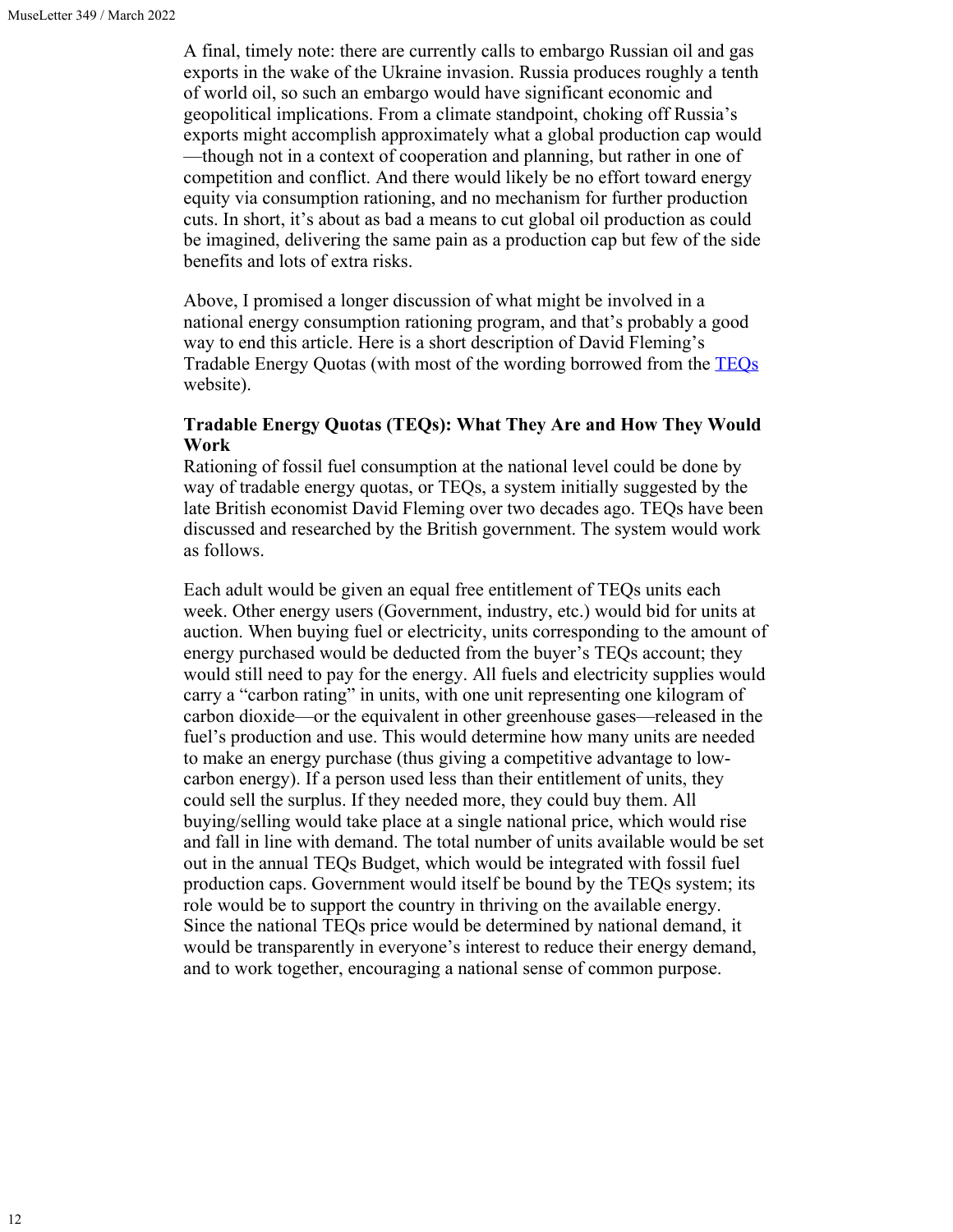A final, timely note: there are currently calls to embargo Russian oil and gas exports in the wake of the Ukraine invasion. Russia produces roughly a tenth of world oil, so such an embargo would have significant economic and geopolitical implications. From a climate standpoint, choking off Russia's exports might accomplish approximately what a global production cap would—though not in a context of cooperation and planning, but rather in one of competition and conflict. And there would likely be no effort toward energy equity via consumption rationing, and no mechanism for further production cuts. In short, it's about as bad a means to cut global oil production as could be imagined, delivering the same pain as a production cap but few of the side benefits and lots of extra risks.

Above, I promised a longer discussion of what might be involved in a national energy consumption rationing program, and that's probably a good way to end this article. Here is a short description of David Fleming's Tradable Energy Quotas (with most of the wording borrowed from the TEQs website).

**Tradable Energy Quotas (TEQs): What They Are and How They Would Work**

Rationing of fossil fuel consumption at the national level could be done by way of tradable energy quotas, or TEQs, a system initially suggested by the late British economist David Fleming over two decades ago. TEQs have been discussed and researched by the British government. The system would work as follows.

Each adult would be given an equal free entitlement of TEQs units each week. Other energy users (Government, industry, etc.) would bid for units at auction. When buying fuel or electricity, units corresponding to the amount of energy purchased would be deducted from the buyer's TEQs account; they would still need to pay for the energy. All fuels and electricity supplies would carry a "carbon rating" in units, with one unit representing one kilogram of carbon dioxide—or the equivalent in other greenhouse gases—released in the fuel's production and use. This would determine how many units are needed to make an energy purchase (thus giving a competitive advantage to low-carbon energy). If a person used less than their entitlement of units, they could sell the surplus. If they needed more, they could buy them. All buying/selling would take place at a single national price, which would rise and fall in line with demand. The total number of units available would be set out in the annual TEQs Budget, which would be integrated with fossil fuel production caps. Government would itself be bound by the TEQs system; its role would be to support the country in thriving on the available energy. Since the national TEQs price would be determined by national demand, it would be transparently in everyone's interest to reduce their energy demand, and to work together, encouraging a national sense of common purpose.